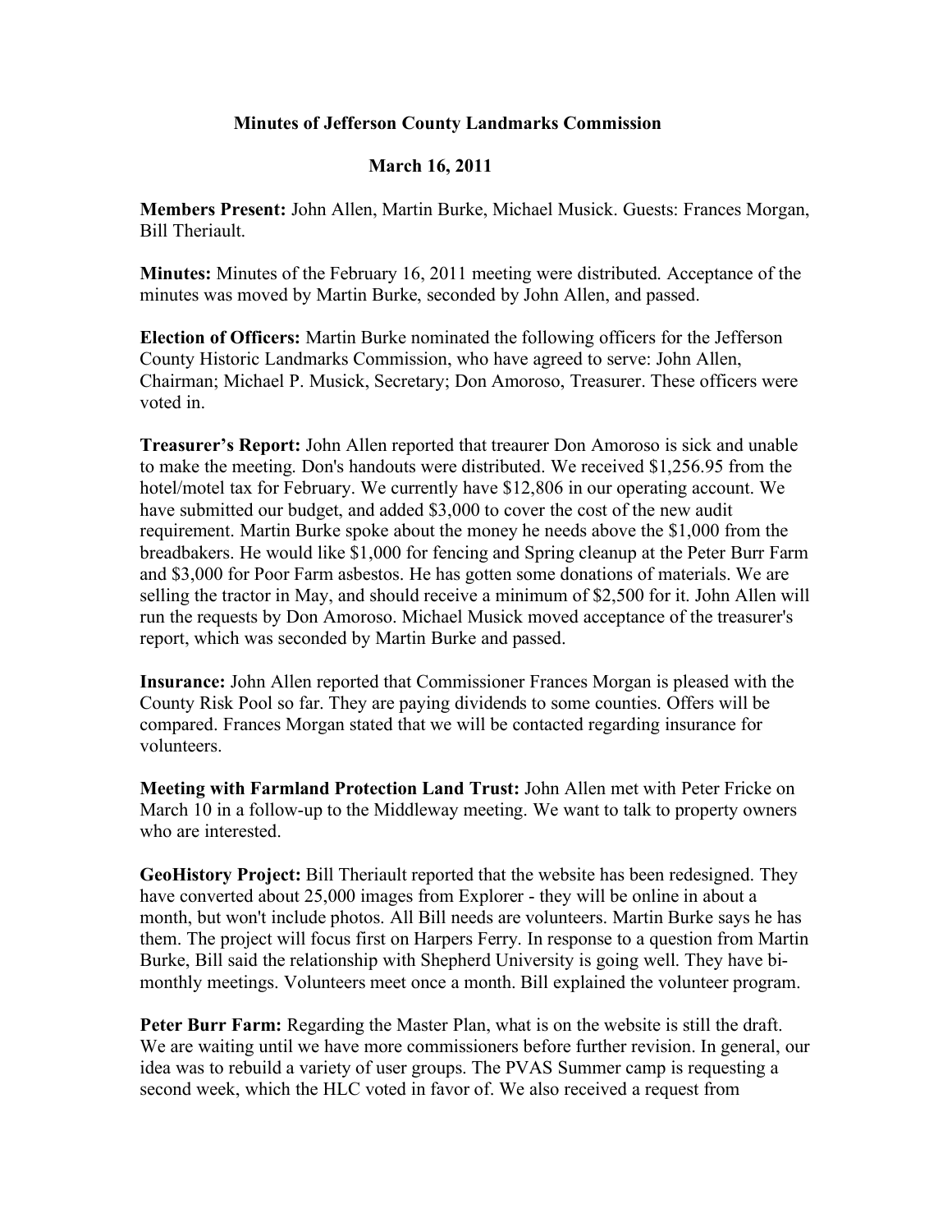# Minutes of Jefferson County Landmarks Commission

## March 16, 2011

**Members Present:** John Allen, Martin Burke, Michael Musick. Guests: Frances Morgan, Bill Theriault.

**Minutes:** Minutes of the February 16, 2011 meeting were distributed. Acceptance of the minutes was moved by Martin Burke, seconded by John Allen, and passed.

**Election of Officers:** Martin Burke nominated the following officers for the Jefferson County Historic Landmarks Commission, who have agreed to serve: John Allen, Chairman; Michael P. Musick, Secretary; Don Amoroso, Treasurer. These officers were voted in.

**Treasurer's Report:** John Allen reported that treaurer Don Amoroso is sick and unable to make the meeting. Don's handouts were distributed. We received $1,256.95 from the hotel/motel tax for February. We currently have $12,806 in our operating account. We have submitted our budget, and added $3,000 to cover the cost of the new audit requirement. Martin Burke spoke about the money he needs above the $1,000 from the breadbakers. He would like $1,000 for fencing and Spring cleanup at the Peter Burr Farm and $3,000 for Poor Farm asbestos. He has gotten some donations of materials. We are selling the tractor in May, and should receive a minimum of $2,500 for it. John Allen will run the requests by Don Amoroso. Michael Musick moved acceptance of the treasurer's report, which was seconded by Martin Burke and passed.

**Insurance:** John Allen reported that Commissioner Frances Morgan is pleased with the County Risk Pool so far. They are paying dividends to some counties. Offers will be compared. Frances Morgan stated that we will be contacted regarding insurance for volunteers.

**Meeting with Farmland Protection Land Trust:** John Allen met with Peter Fricke on March 10 in a follow-up to the Middleway meeting. We want to talk to property owners who are interested.

**GeoHistory Project:** Bill Theriault reported that the website has been redesigned. They have converted about 25,000 images from Explorer - they will be online in about a month, but won't include photos. All Bill needs are volunteers. Martin Burke says he has them. The project will focus first on Harpers Ferry. In response to a question from Martin Burke, Bill said the relationship with Shepherd University is going well. They have bi-monthly meetings. Volunteers meet once a month. Bill explained the volunteer program.

**Peter Burr Farm:** Regarding the Master Plan, what is on the website is still the draft. We are waiting until we have more commissioners before further revision. In general, our idea was to rebuild a variety of user groups. The PVAS Summer camp is requesting a second week, which the HLC voted in favor of. We also received a request from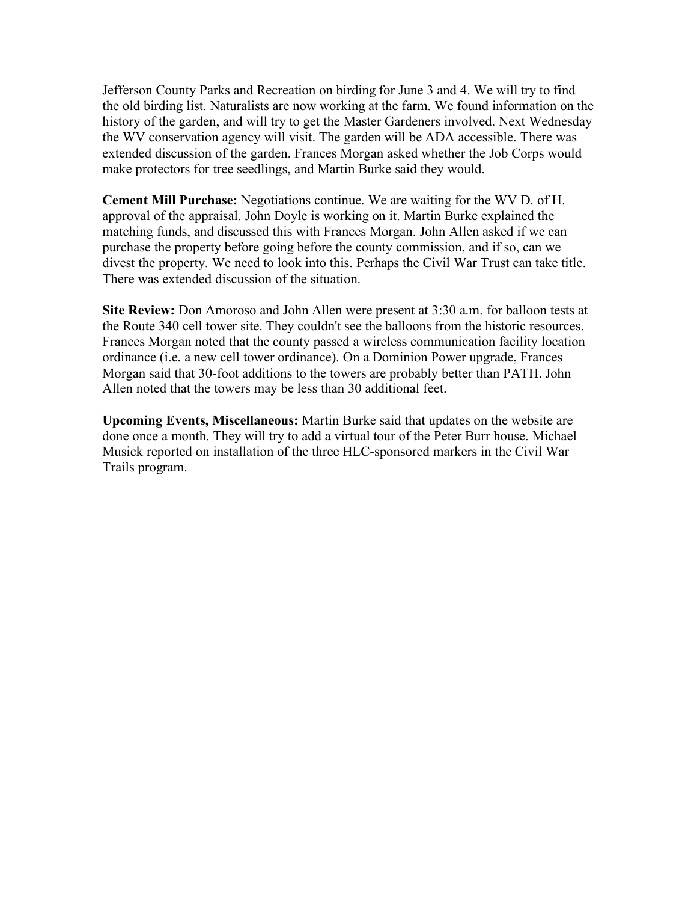Jefferson County Parks and Recreation on birding for June 3 and 4. We will try to find the old birding list. Naturalists are now working at the farm. We found information on the history of the garden, and will try to get the Master Gardeners involved. Next Wednesday the WV conservation agency will visit. The garden will be ADA accessible. There was extended discussion of the garden. Frances Morgan asked whether the Job Corps would make protectors for tree seedlings, and Martin Burke said they would.

**Cement Mill Purchase:** Negotiations continue. We are waiting for the WV D. of H. approval of the appraisal. John Doyle is working on it. Martin Burke explained the matching funds, and discussed this with Frances Morgan. John Allen asked if we can purchase the property before going before the county commission, and if so, can we divest the property. We need to look into this. Perhaps the Civil War Trust can take title. There was extended discussion of the situation.

**Site Review:** Don Amoroso and John Allen were present at 3:30 a.m. for balloon tests at the Route 340 cell tower site. They couldn't see the balloons from the historic resources. Frances Morgan noted that the county passed a wireless communication facility location ordinance (i.e. a new cell tower ordinance). On a Dominion Power upgrade, Frances Morgan said that 30-foot additions to the towers are probably better than PATH. John Allen noted that the towers may be less than 30 additional feet.

**Upcoming Events, Miscellaneous:** Martin Burke said that updates on the website are done once a month. They will try to add a virtual tour of the Peter Burr house. Michael Musick reported on installation of the three HLC-sponsored markers in the Civil War Trails program.